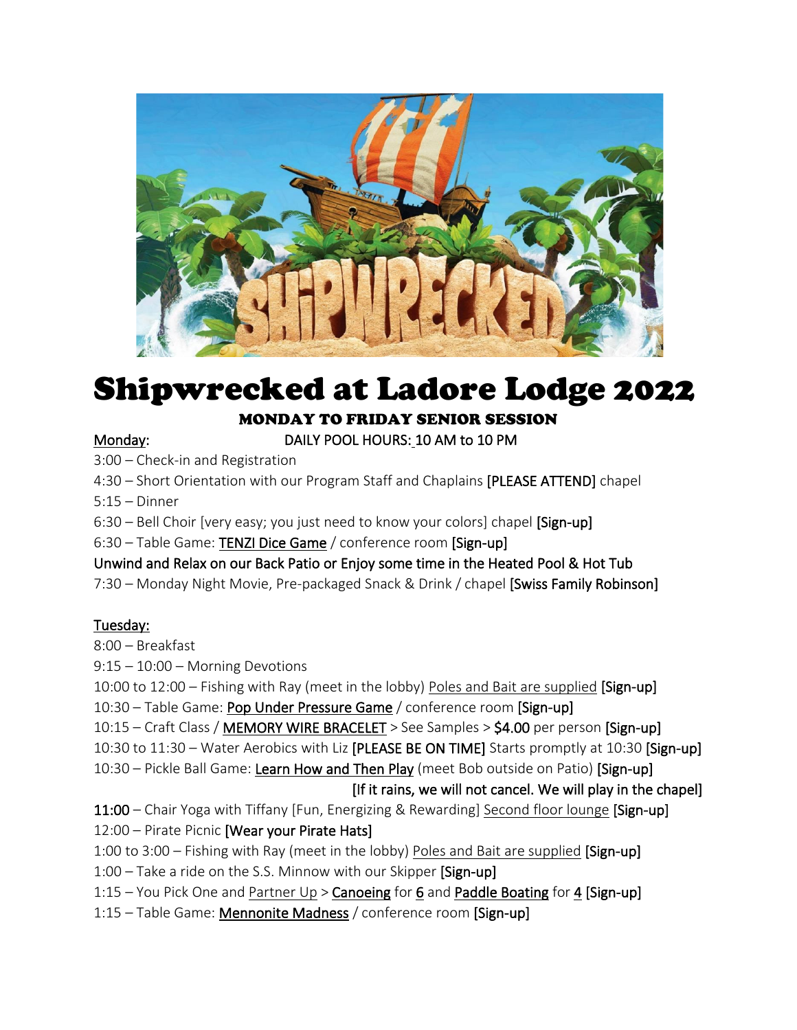# Shipwrecked at Ladore Lodge 2022

## MONDAY TO FRIDAY SENIOR SESSION

**Monday:** DAILY POOL HOURS: 10 AM to 10 PM

3:00 – Check-in and Registration
4:30 – Short Orientation with our Program Staff and Chaplains [PLEASE ATTEND] chapel
5:15 – Dinner
6:30 – Bell Choir [very easy; you just need to know your colors] chapel [Sign-up]
6:30 – Table Game: TENZI Dice Game / conference room [Sign-up]
Unwind and Relax on our Back Patio or Enjoy some time in the Heated Pool & Hot Tub
7:30 – Monday Night Movie, Pre-packaged Snack & Drink / chapel [Swiss Family Robinson]

**Tuesday:**

8:00 – Breakfast
9:15 – 10:00 – Morning Devotions
10:00 to 12:00 – Fishing with Ray (meet in the lobby) Poles and Bait are supplied [Sign-up]
10:30 – Table Game: Pop Under Pressure Game / conference room [Sign-up]
10:15 – Craft Class / MEMORY WIRE BRACELET > See Samples > $4.00 per person [Sign-up]
10:30 to 11:30 – Water Aerobics with Liz [PLEASE BE ON TIME] Starts promptly at 10:30 [Sign-up]
10:30 – Pickle Ball Game: Learn How and Then Play (meet Bob outside on Patio) [Sign-up]
[If it rains, we will not cancel. We will play in the chapel]
11:00 – Chair Yoga with Tiffany [Fun, Energizing & Rewarding] Second floor lounge [Sign-up]
12:00 – Pirate Picnic [Wear your Pirate Hats]
1:00 to 3:00 – Fishing with Ray (meet in the lobby) Poles and Bait are supplied [Sign-up]
1:00 – Take a ride on the S.S. Minnow with our Skipper [Sign-up]
1:15 – You Pick One and Partner Up > Canoeing for 6 and Paddle Boating for 4 [Sign-up]
1:15 – Table Game: Mennonite Madness / conference room [Sign-up]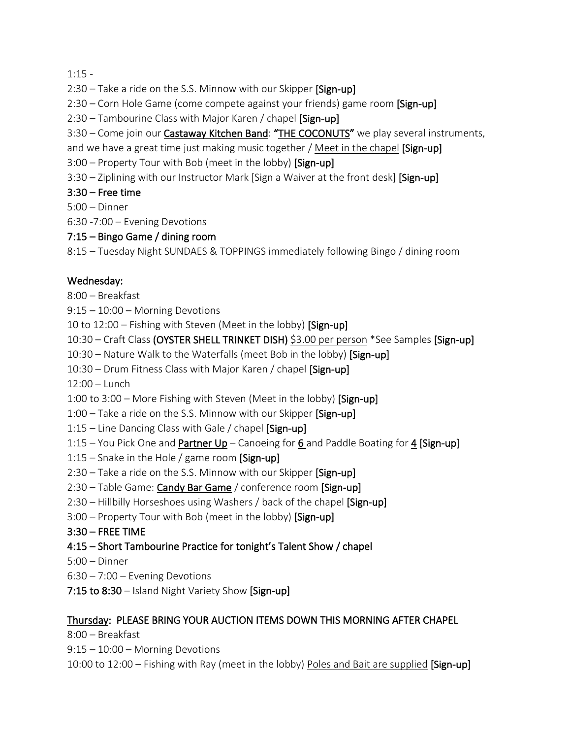1:15 -

2:30 – Take a ride on the S.S. Minnow with our Skipper **[Sign-up]**

2:30 – Corn Hole Game (come compete against your friends) game room **[Sign-up]**

2:30 – Tambourine Class with Major Karen / chapel **[Sign-up]**

3:30 – Come join our **Castaway Kitchen Band**: **"THE COCONUTS"** we play several instruments, and we have a great time just making music together / Meet in the chapel **[Sign-up]**

3:00 – Property Tour with Bob (meet in the lobby) **[Sign-up]**

3:30 – Ziplining with our Instructor Mark [Sign a Waiver at the front desk] **[Sign-up]**

**3:30 – Free time**

5:00 – Dinner

6:30 -7:00 – Evening Devotions

**7:15 – Bingo Game / dining room**

8:15 – Tuesday Night SUNDAES & TOPPINGS immediately following Bingo / dining room

## Wednesday:

8:00 – Breakfast

9:15 – 10:00 – Morning Devotions

10 to 12:00 – Fishing with Steven (Meet in the lobby) **[Sign-up]**

10:30 – Craft Class **(OYSTER SHELL TRINKET DISH)** $3.00 per person *See Samples **[Sign-up]**

10:30 – Nature Walk to the Waterfalls (meet Bob in the lobby) **[Sign-up]**

10:30 – Drum Fitness Class with Major Karen / chapel **[Sign-up]**

12:00 – Lunch

1:00 to 3:00 – More Fishing with Steven (Meet in the lobby) **[Sign-up]**

1:00 – Take a ride on the S.S. Minnow with our Skipper **[Sign-up]**

1:15 – Line Dancing Class with Gale / chapel **[Sign-up]**

1:15 – You Pick One and **Partner Up** – Canoeing for **6** and Paddle Boating for **4** [Sign-up]

1:15 – Snake in the Hole / game room **[Sign-up]**

2:30 – Take a ride on the S.S. Minnow with our Skipper **[Sign-up]**

2:30 – Table Game: **Candy Bar Game** / conference room **[Sign-up]**

2:30 – Hillbilly Horseshoes using Washers / back of the chapel **[Sign-up]**

3:00 – Property Tour with Bob (meet in the lobby) **[Sign-up]**

**3:30 – FREE TIME**

**4:15 – Short Tambourine Practice for tonight's Talent Show / chapel**

5:00 – Dinner

6:30 – 7:00 – Evening Devotions

**7:15 to 8:30** – Island Night Variety Show **[Sign-up]**

## Thursday: PLEASE BRING YOUR AUCTION ITEMS DOWN THIS MORNING AFTER CHAPEL

8:00 – Breakfast

9:15 – 10:00 – Morning Devotions

10:00 to 12:00 – Fishing with Ray (meet in the lobby) Poles and Bait are supplied **[Sign-up]**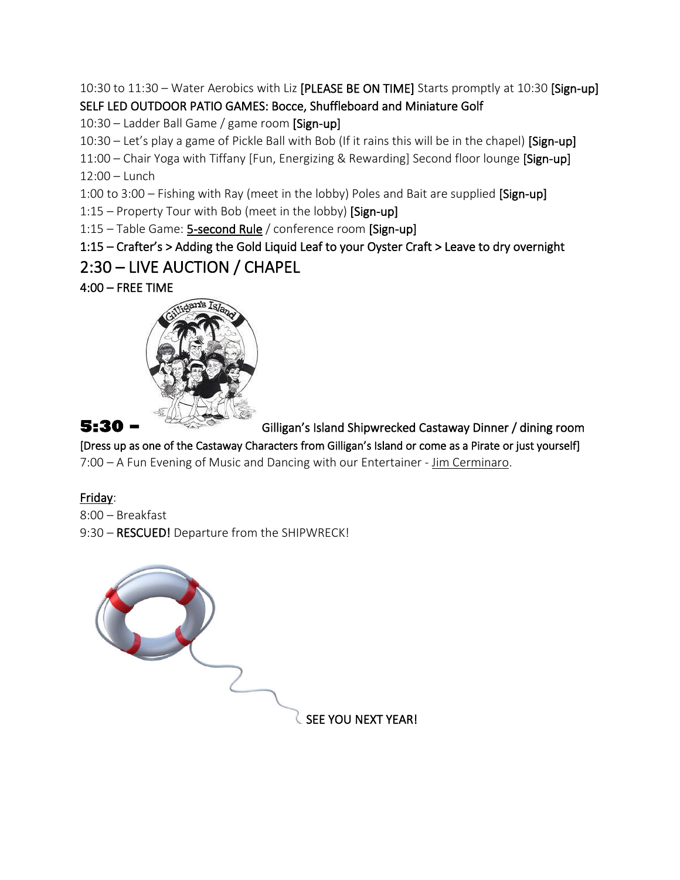10:30 to 11:30 – Water Aerobics with Liz **[PLEASE BE ON TIME]** Starts promptly at 10:30 **[Sign-up]**

**SELF LED OUTDOOR PATIO GAMES: Bocce, Shuffleboard and Miniature Golf**

10:30 – Ladder Ball Game / game room **[Sign-up]**

10:30 – Let's play a game of Pickle Ball with Bob (If it rains this will be in the chapel) **[Sign-up]**

11:00 – Chair Yoga with Tiffany [Fun, Energizing & Rewarding] Second floor lounge **[Sign-up]**

12:00 – Lunch

1:00 to 3:00 – Fishing with Ray (meet in the lobby) Poles and Bait are supplied **[Sign-up]**

1:15 – Property Tour with Bob (meet in the lobby) **[Sign-up]**

1:15 – Table Game: 5-second Rule / conference room **[Sign-up]**

**1:15 – Crafter's > Adding the Gold Liquid Leaf to your Oyster Craft > Leave to dry overnight**

## 2:30 – LIVE AUCTION / CHAPEL

**4:00 – FREE TIME**

**5:30 –** **Gilligan's Island Shipwrecked Castaway Dinner / dining room**

**[Dress up as one of the Castaway Characters from Gilligan's Island or come as a Pirate or just yourself]**

7:00 – A Fun Evening of Music and Dancing with our Entertainer - Jim Cerminaro.

Friday:

8:00 – Breakfast

9:30 – **RESCUED!** Departure from the SHIPWRECK!

SEE YOU NEXT YEAR!